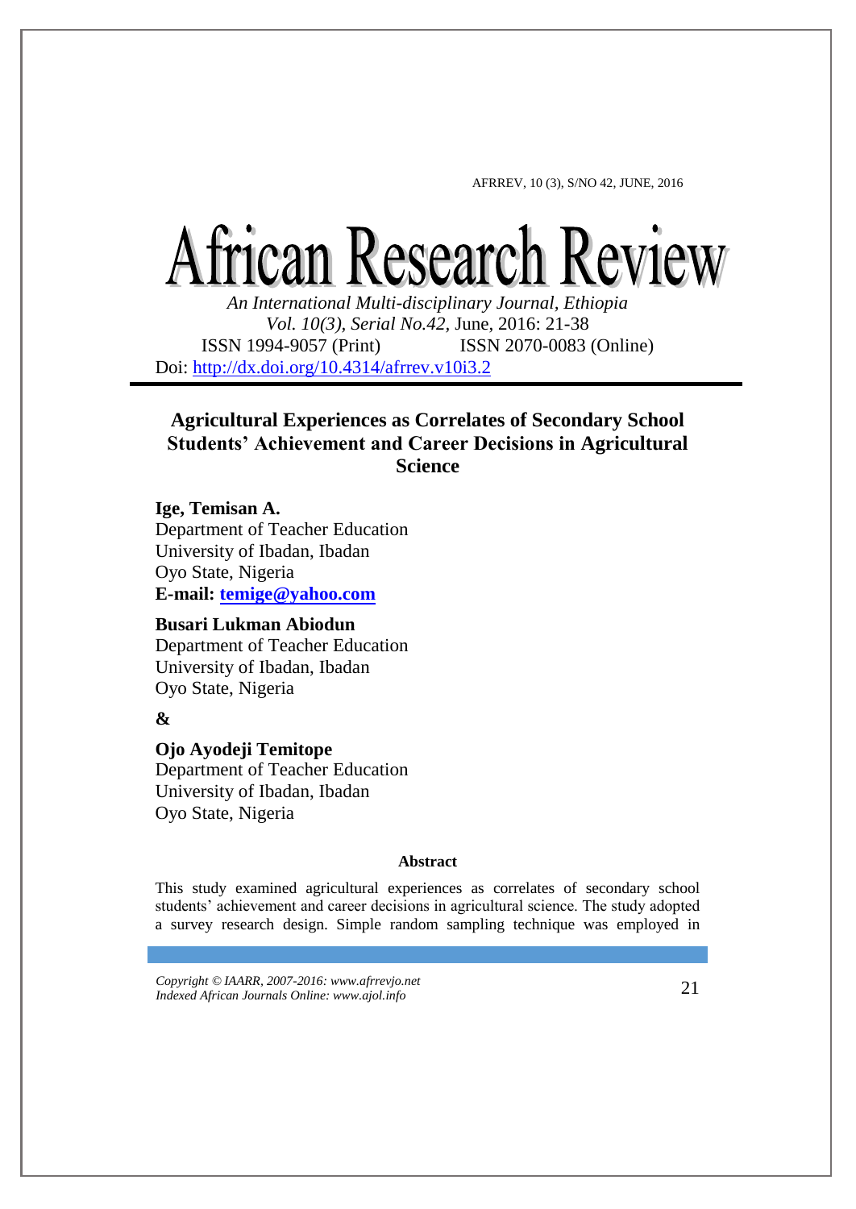# African Research Review

*An International Multi-disciplinary Journal, Ethiopia*
*Vol. 10(3), Serial No.42,* June, 2016: 21-38
ISSN 1994-9057 (Print) ISSN 2070-0083 (Online)
Doi: http://dx.doi.org/10.4314/afrrev.v10i3.2

## Agricultural Experiences as Correlates of Secondary School Students' Achievement and Career Decisions in Agricultural Science

**Ige, Temisan A.**
Department of Teacher Education
University of Ibadan, Ibadan
Oyo State, Nigeria
**E-mail: temige@yahoo.com**

**Busari Lukman Abiodun**
Department of Teacher Education
University of Ibadan, Ibadan
Oyo State, Nigeria

**&**

**Ojo Ayodeji Temitope**
Department of Teacher Education
University of Ibadan, Ibadan
Oyo State, Nigeria

### Abstract

This study examined agricultural experiences as correlates of secondary school students' achievement and career decisions in agricultural science. The study adopted a survey research design. Simple random sampling technique was employed in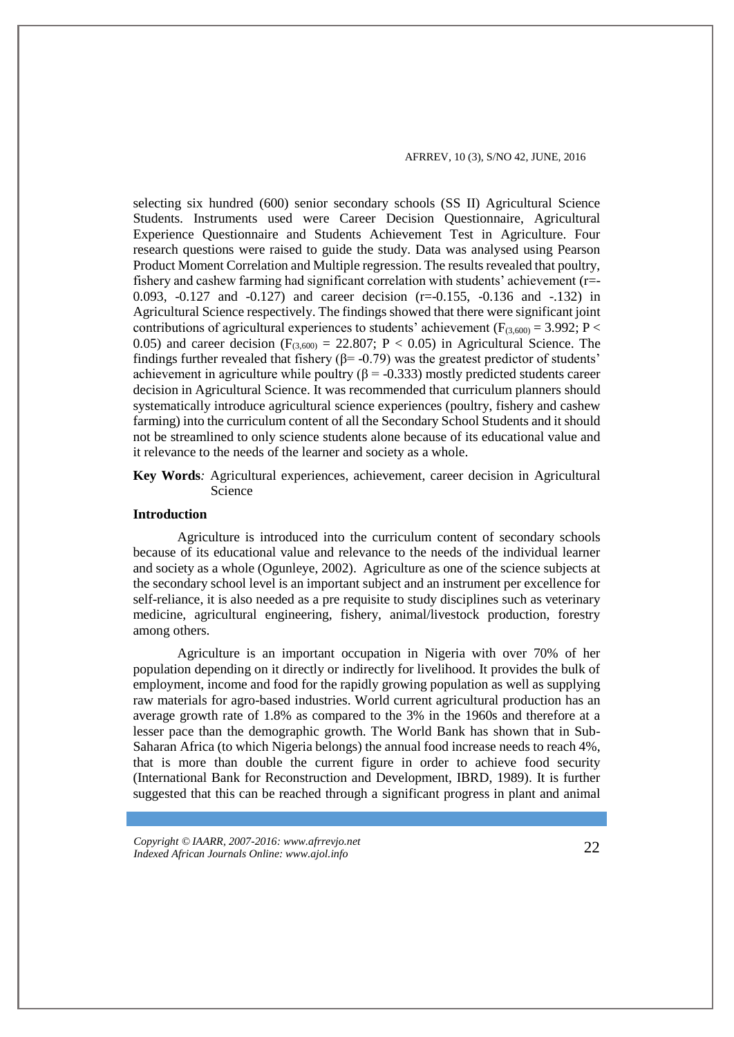selecting six hundred (600) senior secondary schools (SS II) Agricultural Science Students. Instruments used were Career Decision Questionnaire, Agricultural Experience Questionnaire and Students Achievement Test in Agriculture. Four research questions were raised to guide the study. Data was analysed using Pearson Product Moment Correlation and Multiple regression. The results revealed that poultry, fishery and cashew farming had significant correlation with students' achievement (r=-0.093, -0.127 and -0.127) and career decision (r=-0.155, -0.136 and -.132) in Agricultural Science respectively. The findings showed that there were significant joint contributions of agricultural experiences to students' achievement ($F_{(3,600)} = 3.992$; $P < 0.05$) and career decision ($F_{(3,600)} = 22.807$; $P < 0.05$) in Agricultural Science. The findings further revealed that fishery ($\beta = -0.79$) was the greatest predictor of students' achievement in agriculture while poultry ($\beta = -0.333$) mostly predicted students career decision in Agricultural Science. It was recommended that curriculum planners should systematically introduce agricultural science experiences (poultry, fishery and cashew farming) into the curriculum content of all the Secondary School Students and it should not be streamlined to only science students alone because of its educational value and it relevance to the needs of the learner and society as a whole.

**Key Words***:* Agricultural experiences, achievement, career decision in Agricultural Science

## Introduction

Agriculture is introduced into the curriculum content of secondary schools because of its educational value and relevance to the needs of the individual learner and society as a whole (Ogunleye, 2002). Agriculture as one of the science subjects at the secondary school level is an important subject and an instrument per excellence for self-reliance, it is also needed as a pre requisite to study disciplines such as veterinary medicine, agricultural engineering, fishery, animal/livestock production, forestry among others.

Agriculture is an important occupation in Nigeria with over 70% of her population depending on it directly or indirectly for livelihood. It provides the bulk of employment, income and food for the rapidly growing population as well as supplying raw materials for agro-based industries. World current agricultural production has an average growth rate of 1.8% as compared to the 3% in the 1960s and therefore at a lesser pace than the demographic growth. The World Bank has shown that in Sub-Saharan Africa (to which Nigeria belongs) the annual food increase needs to reach 4%, that is more than double the current figure in order to achieve food security (International Bank for Reconstruction and Development, IBRD, 1989). It is further suggested that this can be reached through a significant progress in plant and animal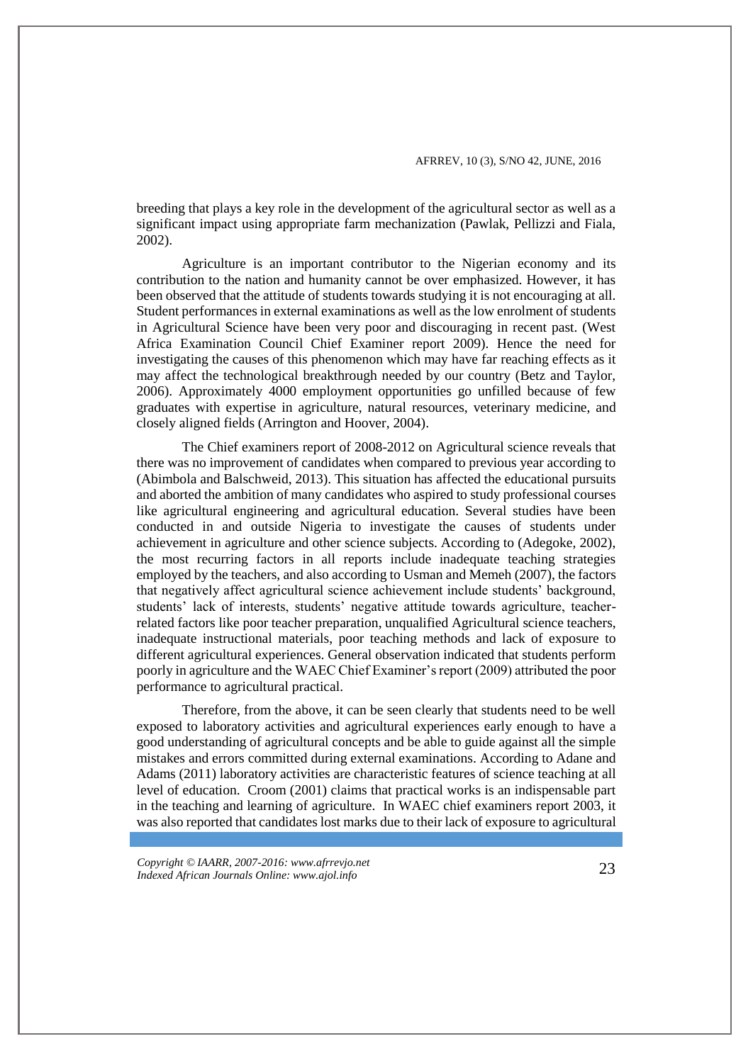breeding that plays a key role in the development of the agricultural sector as well as a significant impact using appropriate farm mechanization (Pawlak, Pellizzi and Fiala, 2002).

Agriculture is an important contributor to the Nigerian economy and its contribution to the nation and humanity cannot be over emphasized. However, it has been observed that the attitude of students towards studying it is not encouraging at all. Student performances in external examinations as well as the low enrolment of students in Agricultural Science have been very poor and discouraging in recent past. (West Africa Examination Council Chief Examiner report 2009). Hence the need for investigating the causes of this phenomenon which may have far reaching effects as it may affect the technological breakthrough needed by our country (Betz and Taylor, 2006). Approximately 4000 employment opportunities go unfilled because of few graduates with expertise in agriculture, natural resources, veterinary medicine, and closely aligned fields (Arrington and Hoover, 2004).

The Chief examiners report of 2008-2012 on Agricultural science reveals that there was no improvement of candidates when compared to previous year according to (Abimbola and Balschweid, 2013). This situation has affected the educational pursuits and aborted the ambition of many candidates who aspired to study professional courses like agricultural engineering and agricultural education. Several studies have been conducted in and outside Nigeria to investigate the causes of students under achievement in agriculture and other science subjects. According to (Adegoke, 2002), the most recurring factors in all reports include inadequate teaching strategies employed by the teachers, and also according to Usman and Memeh (2007), the factors that negatively affect agricultural science achievement include students' background, students' lack of interests, students' negative attitude towards agriculture, teacher-related factors like poor teacher preparation, unqualified Agricultural science teachers, inadequate instructional materials, poor teaching methods and lack of exposure to different agricultural experiences. General observation indicated that students perform poorly in agriculture and the WAEC Chief Examiner's report (2009) attributed the poor performance to agricultural practical.

Therefore, from the above, it can be seen clearly that students need to be well exposed to laboratory activities and agricultural experiences early enough to have a good understanding of agricultural concepts and be able to guide against all the simple mistakes and errors committed during external examinations. According to Adane and Adams (2011) laboratory activities are characteristic features of science teaching at all level of education. Croom (2001) claims that practical works is an indispensable part in the teaching and learning of agriculture. In WAEC chief examiners report 2003, it was also reported that candidates lost marks due to their lack of exposure to agricultural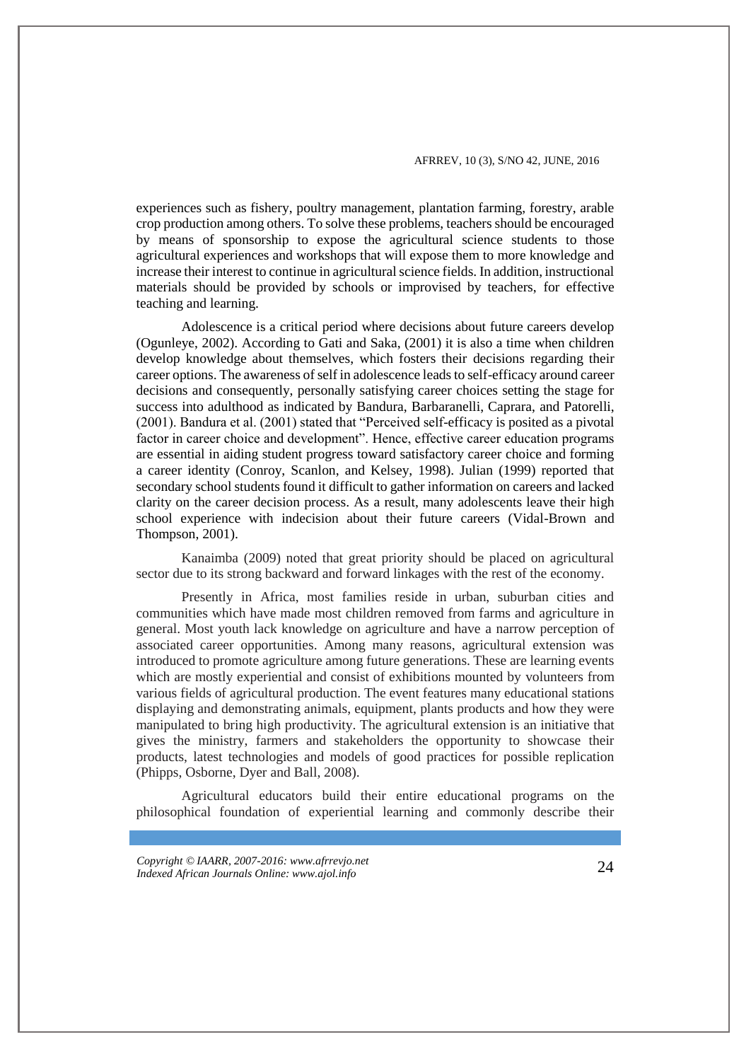experiences such as fishery, poultry management, plantation farming, forestry, arable crop production among others. To solve these problems, teachers should be encouraged by means of sponsorship to expose the agricultural science students to those agricultural experiences and workshops that will expose them to more knowledge and increase their interest to continue in agricultural science fields. In addition, instructional materials should be provided by schools or improvised by teachers, for effective teaching and learning.

Adolescence is a critical period where decisions about future careers develop (Ogunleye, 2002). According to Gati and Saka, (2001) it is also a time when children develop knowledge about themselves, which fosters their decisions regarding their career options. The awareness of self in adolescence leads to self-efficacy around career decisions and consequently, personally satisfying career choices setting the stage for success into adulthood as indicated by Bandura, Barbaranelli, Caprara, and Patorelli, (2001). Bandura et al. (2001) stated that "Perceived self-efficacy is posited as a pivotal factor in career choice and development". Hence, effective career education programs are essential in aiding student progress toward satisfactory career choice and forming a career identity (Conroy, Scanlon, and Kelsey, 1998). Julian (1999) reported that secondary school students found it difficult to gather information on careers and lacked clarity on the career decision process. As a result, many adolescents leave their high school experience with indecision about their future careers (Vidal-Brown and Thompson, 2001).

Kanaimba (2009) noted that great priority should be placed on agricultural sector due to its strong backward and forward linkages with the rest of the economy.

Presently in Africa, most families reside in urban, suburban cities and communities which have made most children removed from farms and agriculture in general. Most youth lack knowledge on agriculture and have a narrow perception of associated career opportunities. Among many reasons, agricultural extension was introduced to promote agriculture among future generations. These are learning events which are mostly experiential and consist of exhibitions mounted by volunteers from various fields of agricultural production. The event features many educational stations displaying and demonstrating animals, equipment, plants products and how they were manipulated to bring high productivity. The agricultural extension is an initiative that gives the ministry, farmers and stakeholders the opportunity to showcase their products, latest technologies and models of good practices for possible replication (Phipps, Osborne, Dyer and Ball, 2008).

Agricultural educators build their entire educational programs on the philosophical foundation of experiential learning and commonly describe their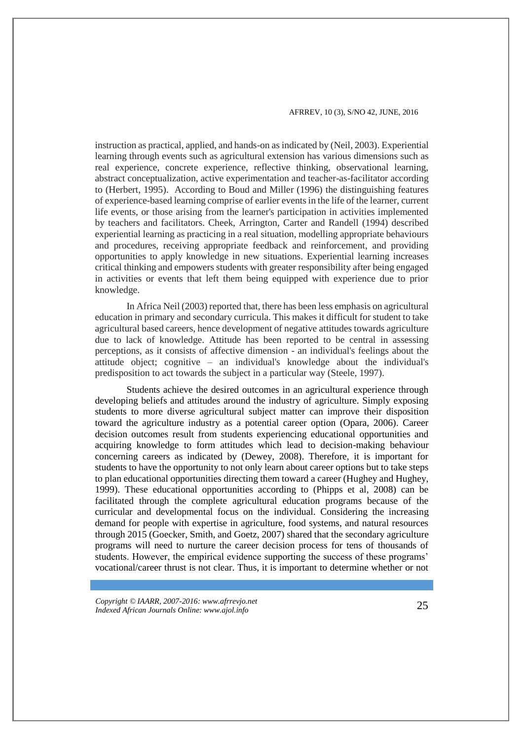instruction as practical, applied, and hands-on as indicated by (Neil, 2003). Experiential learning through events such as agricultural extension has various dimensions such as real experience, concrete experience, reflective thinking, observational learning, abstract conceptualization, active experimentation and teacher-as-facilitator according to (Herbert, 1995). According to Boud and Miller (1996) the distinguishing features of experience-based learning comprise of earlier events in the life of the learner, current life events, or those arising from the learner's participation in activities implemented by teachers and facilitators. Cheek, Arrington, Carter and Randell (1994) described experiential learning as practicing in a real situation, modelling appropriate behaviours and procedures, receiving appropriate feedback and reinforcement, and providing opportunities to apply knowledge in new situations. Experiential learning increases critical thinking and empowers students with greater responsibility after being engaged in activities or events that left them being equipped with experience due to prior knowledge.

In Africa Neil (2003) reported that, there has been less emphasis on agricultural education in primary and secondary curricula. This makes it difficult for student to take agricultural based careers, hence development of negative attitudes towards agriculture due to lack of knowledge. Attitude has been reported to be central in assessing perceptions, as it consists of affective dimension - an individual's feelings about the attitude object; cognitive – an individual's knowledge about the individual's predisposition to act towards the subject in a particular way (Steele, 1997).

Students achieve the desired outcomes in an agricultural experience through developing beliefs and attitudes around the industry of agriculture. Simply exposing students to more diverse agricultural subject matter can improve their disposition toward the agriculture industry as a potential career option (Opara, 2006). Career decision outcomes result from students experiencing educational opportunities and acquiring knowledge to form attitudes which lead to decision-making behaviour concerning careers as indicated by (Dewey, 2008). Therefore, it is important for students to have the opportunity to not only learn about career options but to take steps to plan educational opportunities directing them toward a career (Hughey and Hughey, 1999). These educational opportunities according to (Phipps et al, 2008) can be facilitated through the complete agricultural education programs because of the curricular and developmental focus on the individual. Considering the increasing demand for people with expertise in agriculture, food systems, and natural resources through 2015 (Goecker, Smith, and Goetz, 2007) shared that the secondary agriculture programs will need to nurture the career decision process for tens of thousands of students. However, the empirical evidence supporting the success of these programs' vocational/career thrust is not clear. Thus, it is important to determine whether or not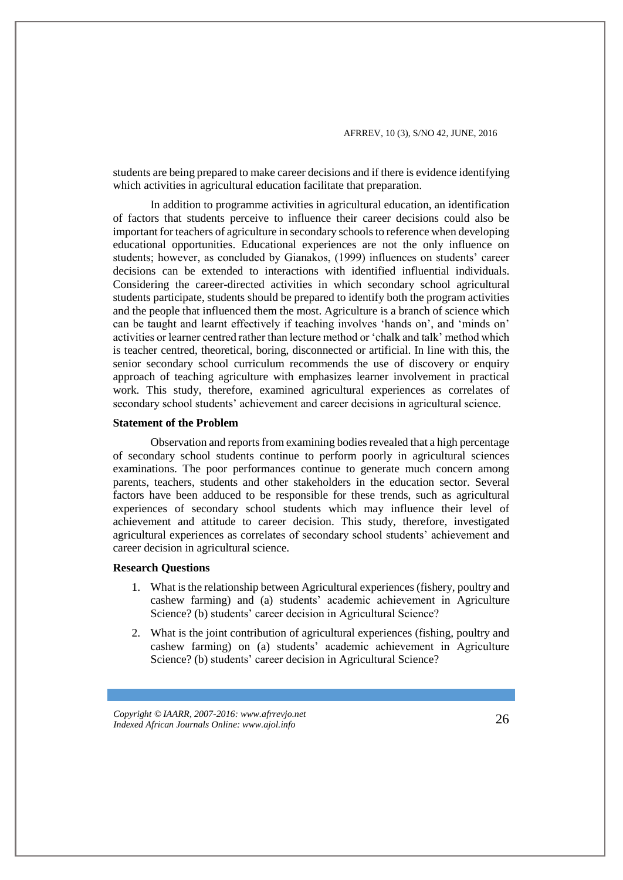students are being prepared to make career decisions and if there is evidence identifying which activities in agricultural education facilitate that preparation.

In addition to programme activities in agricultural education, an identification of factors that students perceive to influence their career decisions could also be important for teachers of agriculture in secondary schools to reference when developing educational opportunities. Educational experiences are not the only influence on students; however, as concluded by Gianakos, (1999) influences on students' career decisions can be extended to interactions with identified influential individuals. Considering the career-directed activities in which secondary school agricultural students participate, students should be prepared to identify both the program activities and the people that influenced them the most. Agriculture is a branch of science which can be taught and learnt effectively if teaching involves 'hands on', and 'minds on' activities or learner centred rather than lecture method or 'chalk and talk' method which is teacher centred, theoretical, boring, disconnected or artificial. In line with this, the senior secondary school curriculum recommends the use of discovery or enquiry approach of teaching agriculture with emphasizes learner involvement in practical work. This study, therefore, examined agricultural experiences as correlates of secondary school students' achievement and career decisions in agricultural science.

### Statement of the Problem

Observation and reports from examining bodies revealed that a high percentage of secondary school students continue to perform poorly in agricultural sciences examinations. The poor performances continue to generate much concern among parents, teachers, students and other stakeholders in the education sector. Several factors have been adduced to be responsible for these trends, such as agricultural experiences of secondary school students which may influence their level of achievement and attitude to career decision. This study, therefore, investigated agricultural experiences as correlates of secondary school students' achievement and career decision in agricultural science.

### Research Questions

1. What is the relationship between Agricultural experiences (fishery, poultry and cashew farming) and (a) students' academic achievement in Agriculture Science? (b) students' career decision in Agricultural Science?
2. What is the joint contribution of agricultural experiences (fishing, poultry and cashew farming) on (a) students' academic achievement in Agriculture Science? (b) students' career decision in Agricultural Science?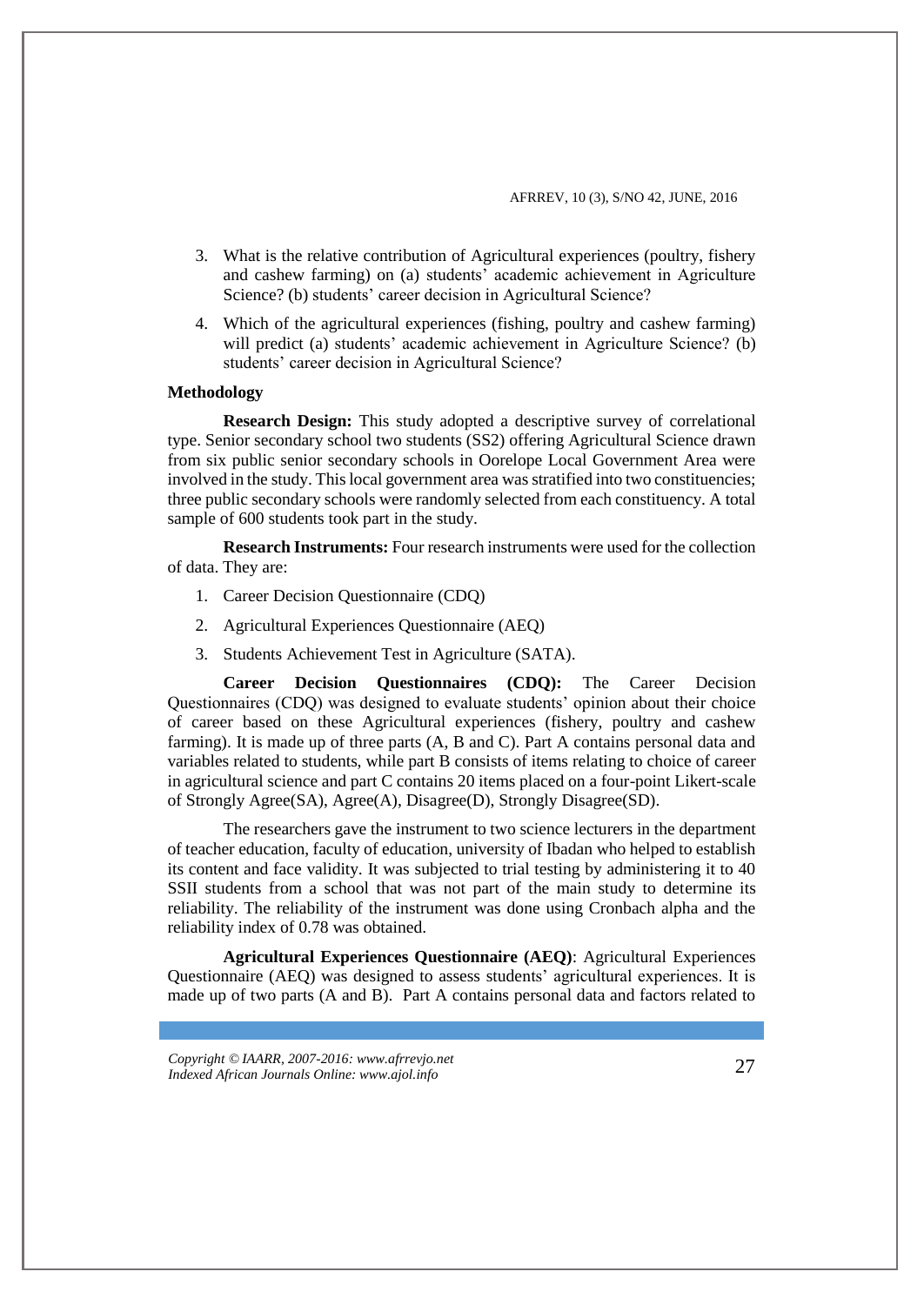3. What is the relative contribution of Agricultural experiences (poultry, fishery and cashew farming) on (a) students' academic achievement in Agriculture Science? (b) students' career decision in Agricultural Science?

4. Which of the agricultural experiences (fishing, poultry and cashew farming) will predict (a) students' academic achievement in Agriculture Science? (b) students' career decision in Agricultural Science?

**Methodology**

**Research Design:** This study adopted a descriptive survey of correlational type. Senior secondary school two students (SS2) offering Agricultural Science drawn from six public senior secondary schools in Oorelope Local Government Area were involved in the study. This local government area was stratified into two constituencies; three public secondary schools were randomly selected from each constituency. A total sample of 600 students took part in the study.

**Research Instruments:** Four research instruments were used for the collection of data. They are:

1. Career Decision Questionnaire (CDQ)
2. Agricultural Experiences Questionnaire (AEQ)
3. Students Achievement Test in Agriculture (SATA).

**Career Decision Questionnaires (CDQ):** The Career Decision Questionnaires (CDQ) was designed to evaluate students' opinion about their choice of career based on these Agricultural experiences (fishery, poultry and cashew farming). It is made up of three parts (A, B and C). Part A contains personal data and variables related to students, while part B consists of items relating to choice of career in agricultural science and part C contains 20 items placed on a four-point Likert-scale of Strongly Agree(SA), Agree(A), Disagree(D), Strongly Disagree(SD).

The researchers gave the instrument to two science lecturers in the department of teacher education, faculty of education, university of Ibadan who helped to establish its content and face validity. It was subjected to trial testing by administering it to 40 SSII students from a school that was not part of the main study to determine its reliability. The reliability of the instrument was done using Cronbach alpha and the reliability index of 0.78 was obtained.

**Agricultural Experiences Questionnaire (AEQ)**: Agricultural Experiences Questionnaire (AEQ) was designed to assess students' agricultural experiences. It is made up of two parts (A and B). Part A contains personal data and factors related to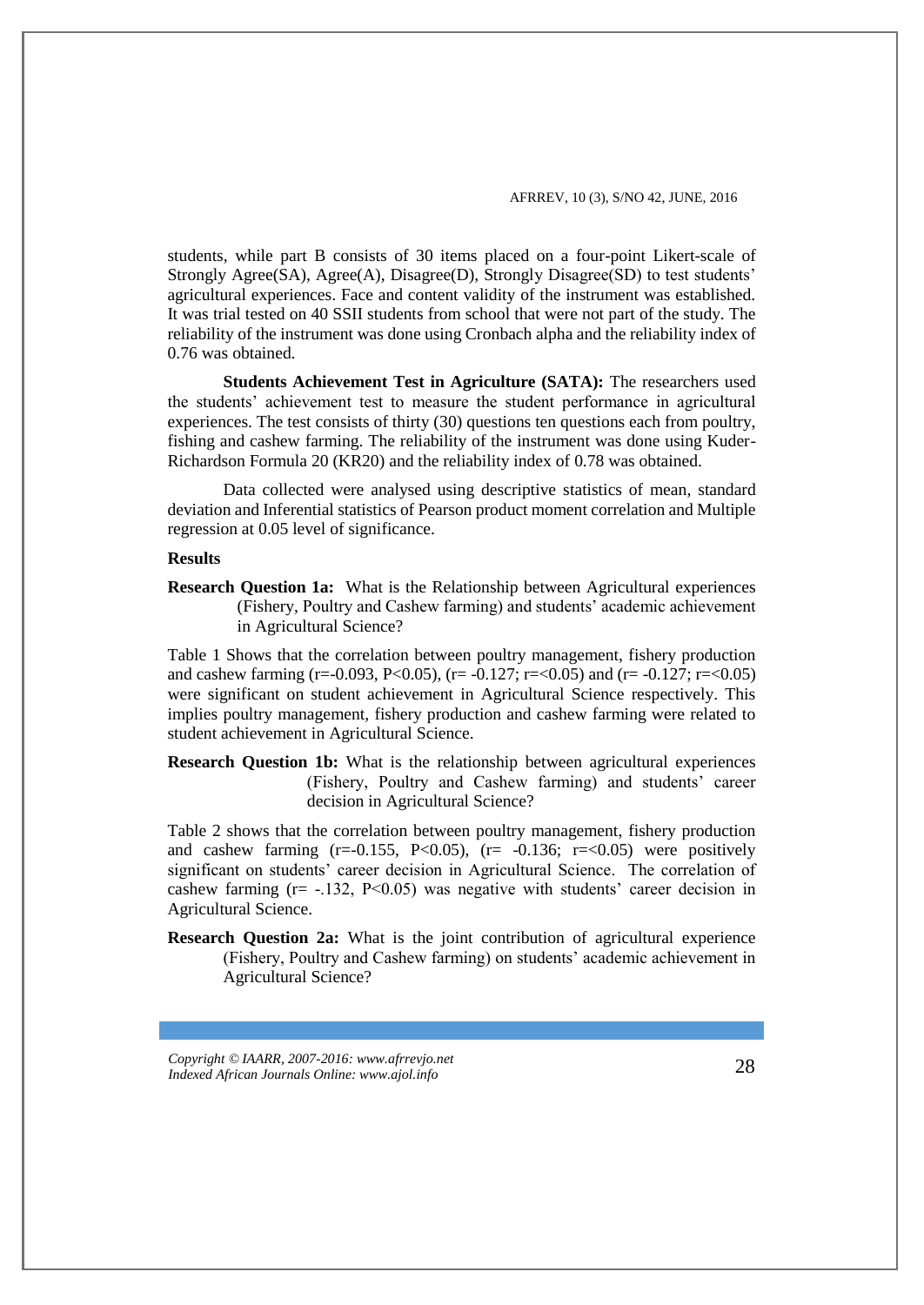students, while part B consists of 30 items placed on a four-point Likert-scale of Strongly Agree(SA), Agree(A), Disagree(D), Strongly Disagree(SD) to test students' agricultural experiences. Face and content validity of the instrument was established. It was trial tested on 40 SSII students from school that were not part of the study. The reliability of the instrument was done using Cronbach alpha and the reliability index of 0.76 was obtained.

**Students Achievement Test in Agriculture (SATA):** The researchers used the students' achievement test to measure the student performance in agricultural experiences. The test consists of thirty (30) questions ten questions each from poultry, fishing and cashew farming. The reliability of the instrument was done using Kuder-Richardson Formula 20 (KR20) and the reliability index of 0.78 was obtained.

Data collected were analysed using descriptive statistics of mean, standard deviation and Inferential statistics of Pearson product moment correlation and Multiple regression at 0.05 level of significance.

**Results**

**Research Question 1a:** What is the Relationship between Agricultural experiences (Fishery, Poultry and Cashew farming) and students' academic achievement in Agricultural Science?

Table 1 Shows that the correlation between poultry management, fishery production and cashew farming ($r=-0.093$, $P<0.05$), ($r= -0.127$; $r=<0.05$) and ($r= -0.127$; $r=<0.05$) were significant on student achievement in Agricultural Science respectively. This implies poultry management, fishery production and cashew farming were related to student achievement in Agricultural Science.

**Research Question 1b:** What is the relationship between agricultural experiences (Fishery, Poultry and Cashew farming) and students' career decision in Agricultural Science?

Table 2 shows that the correlation between poultry management, fishery production and cashew farming ($r=-0.155$, $P<0.05$), ($r= -0.136$; $r=<0.05$) were positively significant on students' career decision in Agricultural Science. The correlation of cashew farming ($r= -.132$, $P<0.05$) was negative with students' career decision in Agricultural Science.

**Research Question 2a:** What is the joint contribution of agricultural experience (Fishery, Poultry and Cashew farming) on students' academic achievement in Agricultural Science?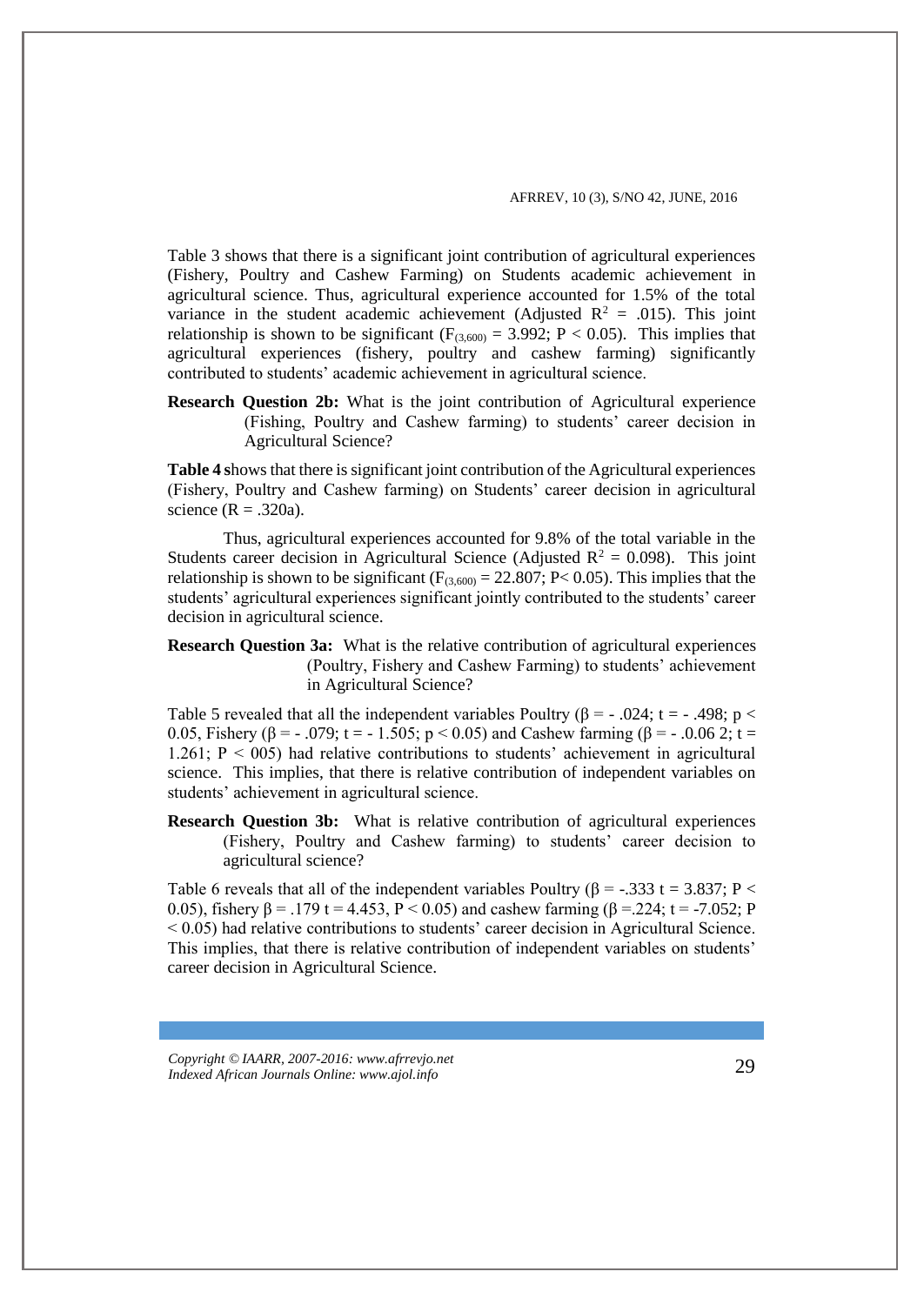Table 3 shows that there is a significant joint contribution of agricultural experiences (Fishery, Poultry and Cashew Farming) on Students academic achievement in agricultural science. Thus, agricultural experience accounted for 1.5% of the total variance in the student academic achievement (Adjusted $R^2$ = .015). This joint relationship is shown to be significant ($F_{(3,600)}$ = 3.992; $P < 0.05$). This implies that agricultural experiences (fishery, poultry and cashew farming) significantly contributed to students' academic achievement in agricultural science.

**Research Question 2b:** What is the joint contribution of Agricultural experience (Fishing, Poultry and Cashew farming) to students' career decision in Agricultural Science?

**Table 4** shows that there is significant joint contribution of the Agricultural experiences (Fishery, Poultry and Cashew farming) on Students' career decision in agricultural science (R = .320a).

Thus, agricultural experiences accounted for 9.8% of the total variable in the Students career decision in Agricultural Science (Adjusted $R^2$ = 0.098). This joint relationship is shown to be significant ($F_{(3,600)}$ = 22.807; $P < 0.05$). This implies that the students' agricultural experiences significant jointly contributed to the students' career decision in agricultural science.

**Research Question 3a:** What is the relative contribution of agricultural experiences (Poultry, Fishery and Cashew Farming) to students' achievement in Agricultural Science?

Table 5 revealed that all the independent variables Poultry ($\beta$ = - .024; t = - .498; p < 0.05, Fishery ($\beta$ = - .079; t = - 1.505; $p < 0.05$) and Cashew farming ($\beta$ = - .0.06 2; t = 1.261; P < 005) had relative contributions to students' achievement in agricultural science. This implies, that there is relative contribution of independent variables on students' achievement in agricultural science.

**Research Question 3b:** What is relative contribution of agricultural experiences (Fishery, Poultry and Cashew farming) to students' career decision to agricultural science?

Table 6 reveals that all of the independent variables Poultry ($\beta$ = -.333 t = 3.837; $P < 0.05$), fishery $\beta$ = .179 t = 4.453, $P < 0.05$) and cashew farming ($\beta$ =.224; t = -7.052; $P < 0.05$) had relative contributions to students' career decision in Agricultural Science. This implies, that there is relative contribution of independent variables on students' career decision in Agricultural Science.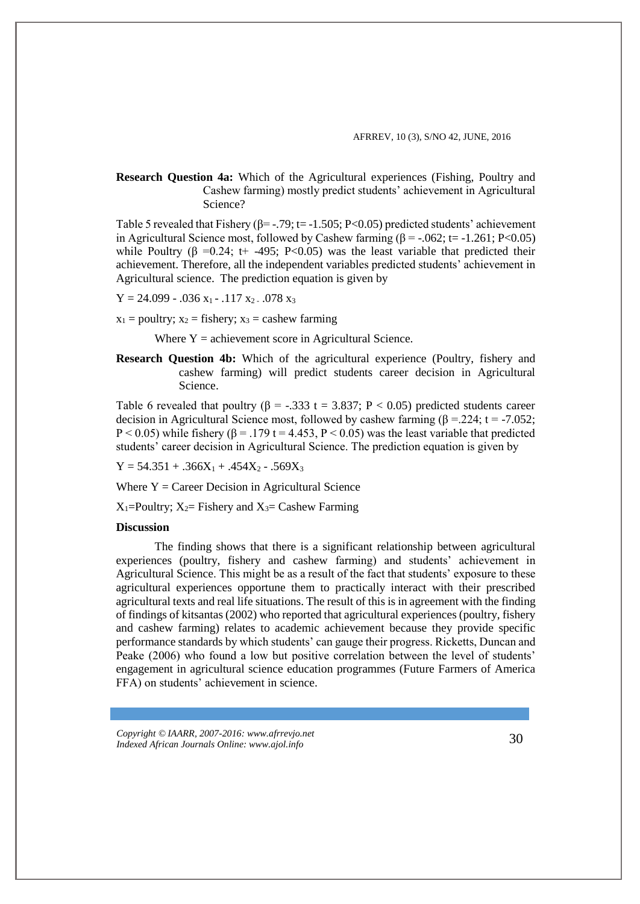**Research Question 4a:** Which of the Agricultural experiences (Fishing, Poultry and Cashew farming) mostly predict students' achievement in Agricultural Science?

Table 5 revealed that Fishery (β= -.79; t= -1.505; P<0.05) predicted students' achievement in Agricultural Science most, followed by Cashew farming (β = -.062; t= -1.261; P<0.05) while Poultry (β =0.24; t+ -495; P<0.05) was the least variable that predicted their achievement. Therefore, all the independent variables predicted students' achievement in Agricultural science. The prediction equation is given by

$Y = 24.099 - .036\ x_1 - .117\ x_2\ _-\ .078\ x_3$

$x_1$ = poultry; $x_2$ = fishery; $x_3$ = cashew farming

Where Y = achievement score in Agricultural Science.

**Research Question 4b:** Which of the agricultural experience (Poultry, fishery and cashew farming) will predict students career decision in Agricultural Science.

Table 6 revealed that poultry (β = -.333 t = 3.837; P < 0.05) predicted students career decision in Agricultural Science most, followed by cashew farming (β =.224; t = -7.052; P < 0.05) while fishery (β = .179 t = 4.453, P < 0.05) was the least variable that predicted students' career decision in Agricultural Science. The prediction equation is given by

$Y = 54.351 + .366X_1 + .454X_2 - .569X_3$

Where Y = Career Decision in Agricultural Science

$X_1$=Poultry; $X_2$= Fishery and $X_3$= Cashew Farming

**Discussion**

The finding shows that there is a significant relationship between agricultural experiences (poultry, fishery and cashew farming) and students' achievement in Agricultural Science. This might be as a result of the fact that students' exposure to these agricultural experiences opportune them to practically interact with their prescribed agricultural texts and real life situations. The result of this is in agreement with the finding of findings of kitsantas (2002) who reported that agricultural experiences (poultry, fishery and cashew farming) relates to academic achievement because they provide specific performance standards by which students' can gauge their progress. Ricketts, Duncan and Peake (2006) who found a low but positive correlation between the level of students' engagement in agricultural science education programmes (Future Farmers of America FFA) on students' achievement in science.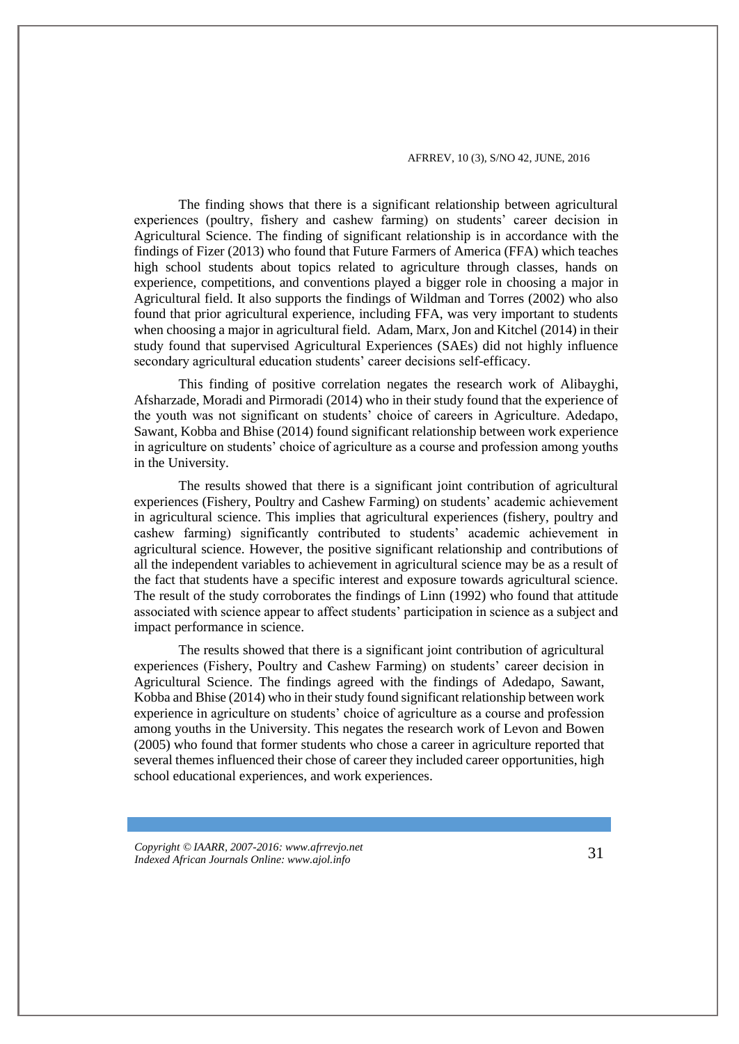The finding shows that there is a significant relationship between agricultural experiences (poultry, fishery and cashew farming) on students' career decision in Agricultural Science. The finding of significant relationship is in accordance with the findings of Fizer (2013) who found that Future Farmers of America (FFA) which teaches high school students about topics related to agriculture through classes, hands on experience, competitions, and conventions played a bigger role in choosing a major in Agricultural field. It also supports the findings of Wildman and Torres (2002) who also found that prior agricultural experience, including FFA, was very important to students when choosing a major in agricultural field. Adam, Marx, Jon and Kitchel (2014) in their study found that supervised Agricultural Experiences (SAEs) did not highly influence secondary agricultural education students' career decisions self-efficacy.

This finding of positive correlation negates the research work of Alibayghi, Afsharzade, Moradi and Pirmoradi (2014) who in their study found that the experience of the youth was not significant on students' choice of careers in Agriculture. Adedapo, Sawant, Kobba and Bhise (2014) found significant relationship between work experience in agriculture on students' choice of agriculture as a course and profession among youths in the University.

The results showed that there is a significant joint contribution of agricultural experiences (Fishery, Poultry and Cashew Farming) on students' academic achievement in agricultural science. This implies that agricultural experiences (fishery, poultry and cashew farming) significantly contributed to students' academic achievement in agricultural science. However, the positive significant relationship and contributions of all the independent variables to achievement in agricultural science may be as a result of the fact that students have a specific interest and exposure towards agricultural science. The result of the study corroborates the findings of Linn (1992) who found that attitude associated with science appear to affect students' participation in science as a subject and impact performance in science.

The results showed that there is a significant joint contribution of agricultural experiences (Fishery, Poultry and Cashew Farming) on students' career decision in Agricultural Science. The findings agreed with the findings of Adedapo, Sawant, Kobba and Bhise (2014) who in their study found significant relationship between work experience in agriculture on students' choice of agriculture as a course and profession among youths in the University. This negates the research work of Levon and Bowen (2005) who found that former students who chose a career in agriculture reported that several themes influenced their chose of career they included career opportunities, high school educational experiences, and work experiences.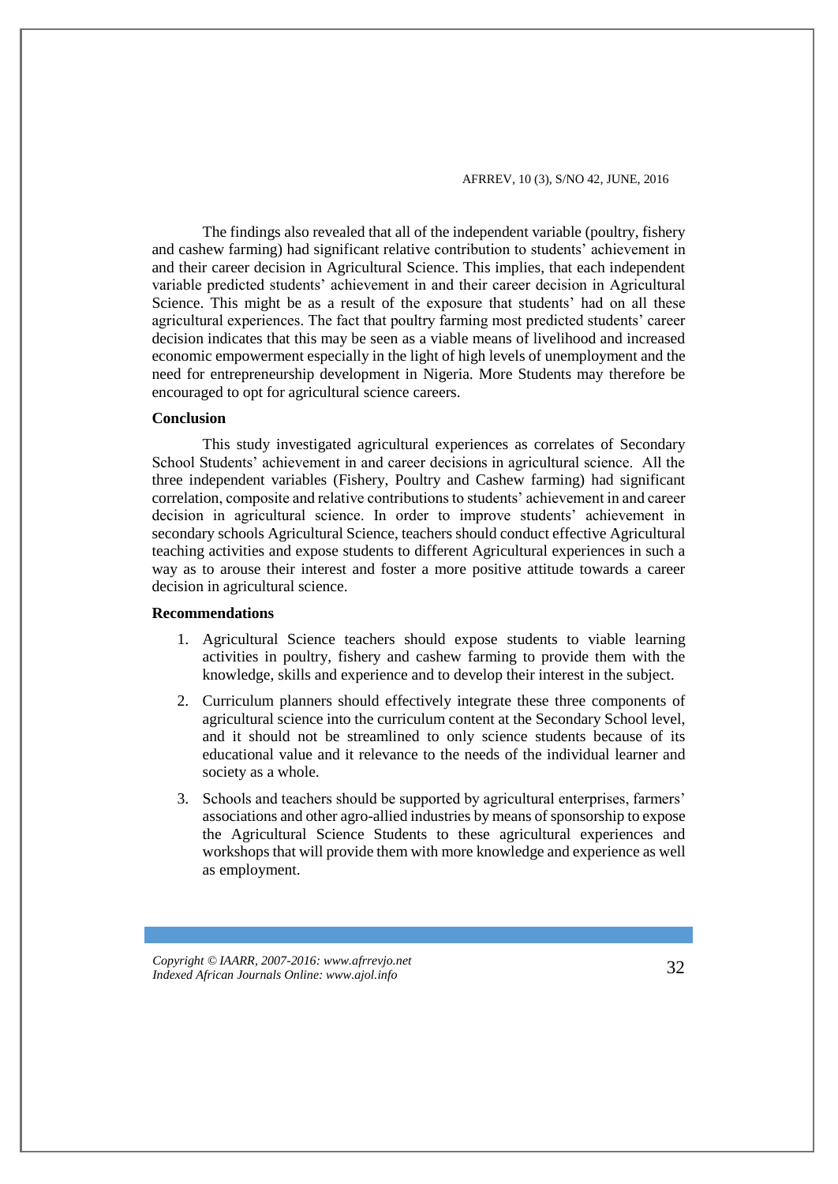The findings also revealed that all of the independent variable (poultry, fishery and cashew farming) had significant relative contribution to students' achievement in and their career decision in Agricultural Science. This implies, that each independent variable predicted students' achievement in and their career decision in Agricultural Science. This might be as a result of the exposure that students' had on all these agricultural experiences. The fact that poultry farming most predicted students' career decision indicates that this may be seen as a viable means of livelihood and increased economic empowerment especially in the light of high levels of unemployment and the need for entrepreneurship development in Nigeria. More Students may therefore be encouraged to opt for agricultural science careers.

**Conclusion**

This study investigated agricultural experiences as correlates of Secondary School Students' achievement in and career decisions in agricultural science. All the three independent variables (Fishery, Poultry and Cashew farming) had significant correlation, composite and relative contributions to students' achievement in and career decision in agricultural science. In order to improve students' achievement in secondary schools Agricultural Science, teachers should conduct effective Agricultural teaching activities and expose students to different Agricultural experiences in such a way as to arouse their interest and foster a more positive attitude towards a career decision in agricultural science.

**Recommendations**

1. Agricultural Science teachers should expose students to viable learning activities in poultry, fishery and cashew farming to provide them with the knowledge, skills and experience and to develop their interest in the subject.
2. Curriculum planners should effectively integrate these three components of agricultural science into the curriculum content at the Secondary School level, and it should not be streamlined to only science students because of its educational value and it relevance to the needs of the individual learner and society as a whole.
3. Schools and teachers should be supported by agricultural enterprises, farmers' associations and other agro-allied industries by means of sponsorship to expose the Agricultural Science Students to these agricultural experiences and workshops that will provide them with more knowledge and experience as well as employment.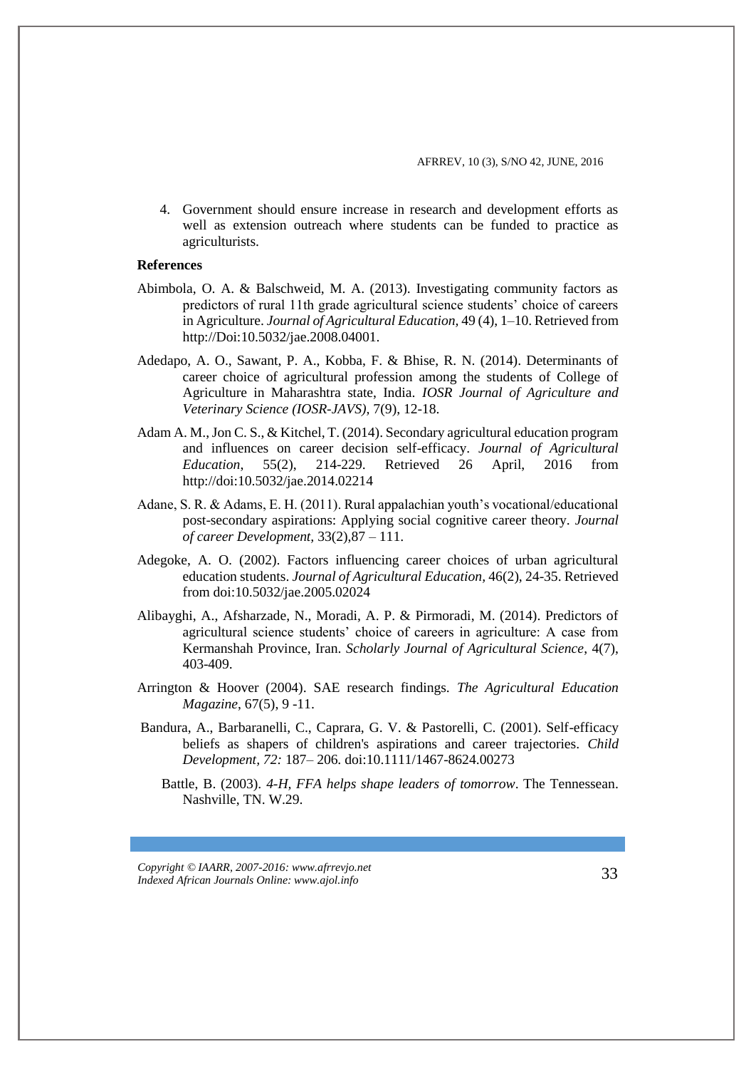4. Government should ensure increase in research and development efforts as well as extension outreach where students can be funded to practice as agriculturists.

**References**

Abimbola, O. A. & Balschweid, M. A. (2013). Investigating community factors as predictors of rural 11th grade agricultural science students' choice of careers in Agriculture. *Journal of Agricultural Education,* 49 (4), 1–10. Retrieved from http://Doi:10.5032/jae.2008.04001.

Adedapo, A. O., Sawant, P. A., Kobba, F. & Bhise, R. N. (2014). Determinants of career choice of agricultural profession among the students of College of Agriculture in Maharashtra state, India. *IOSR Journal of Agriculture and Veterinary Science (IOSR-JAVS),* 7(9), 12-18.

Adam A. M., Jon C. S., & Kitchel, T. (2014). Secondary agricultural education program and influences on career decision self-efficacy. *Journal of Agricultural Education*, 55(2), 214-229. Retrieved 26 April, 2016 from http://doi:10.5032/jae.2014.02214

Adane, S. R. & Adams, E. H. (2011). Rural appalachian youth's vocational/educational post-secondary aspirations: Applying social cognitive career theory. *Journal of career Development*, 33(2),87 – 111.

Adegoke, A. O. (2002). Factors influencing career choices of urban agricultural education students. *Journal of Agricultural Education,* 46(2), 24-35. Retrieved from doi:10.5032/jae.2005.02024

Alibayghi, A., Afsharzade, N., Moradi, A. P. & Pirmoradi, M. (2014). Predictors of agricultural science students' choice of careers in agriculture: A case from Kermanshah Province, Iran. *Scholarly Journal of Agricultural Science*, 4(7), 403-409.

Arrington & Hoover (2004). SAE research findings. *The Agricultural Education Magazine*, 67(5), 9 -11.

Bandura, A., Barbaranelli, C., Caprara, G. V. & Pastorelli, C. (2001). Self-efficacy beliefs as shapers of children's aspirations and career trajectories. *Child Development, 72:* 187– 206. doi:10.1111/1467-8624.00273

Battle, B. (2003). *4-H, FFA helps shape leaders of tomorrow*. The Tennessean. Nashville, TN. W.29.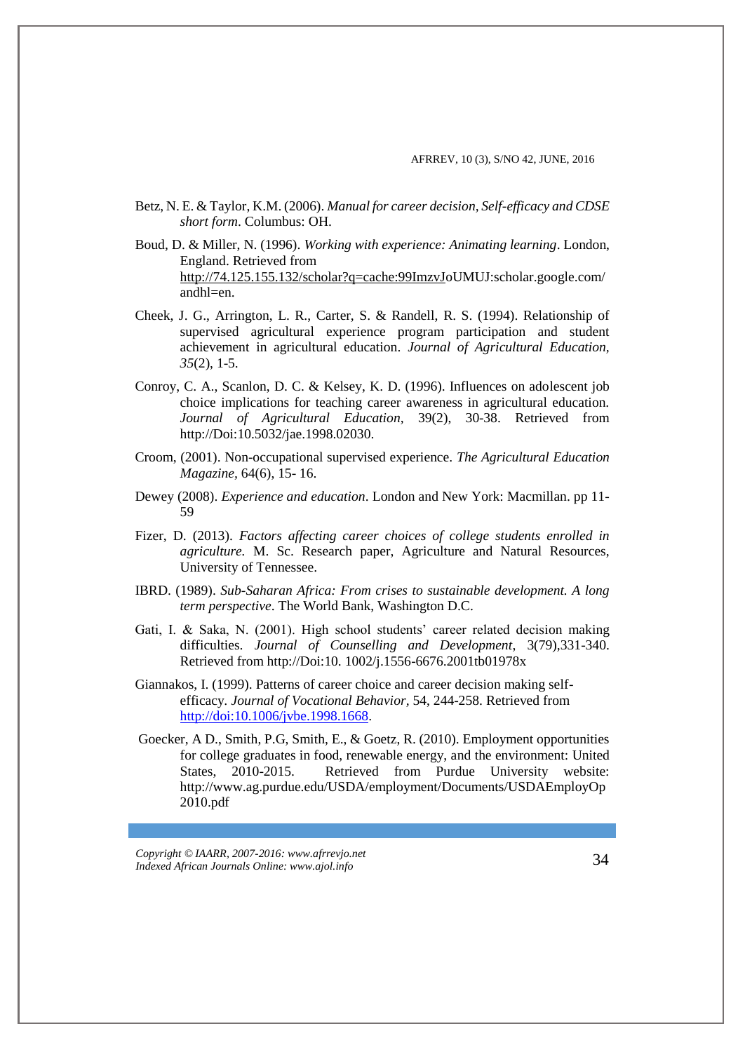Betz, N. E. & Taylor, K.M. (2006). *Manual for career decision, Self-efficacy and CDSE short form*. Columbus: OH.

Boud, D. & Miller, N. (1996). *Working with experience: Animating learning*. London, England. Retrieved from http://74.125.155.132/scholar?q=cache:99ImzvJoUMUJ:scholar.google.com/andhl=en.

Cheek, J. G., Arrington, L. R., Carter, S. & Randell, R. S. (1994). Relationship of supervised agricultural experience program participation and student achievement in agricultural education. *Journal of Agricultural Education, 35*(2), 1-5.

Conroy, C. A., Scanlon, D. C. & Kelsey, K. D. (1996). Influences on adolescent job choice implications for teaching career awareness in agricultural education. *Journal of Agricultural Education*, 39(2), 30-38. Retrieved from http://Doi:10.5032/jae.1998.02030.

Croom, (2001). Non-occupational supervised experience. *The Agricultural Education Magazine*, 64(6), 15- 16.

Dewey (2008). *Experience and education*. London and New York: Macmillan. pp 11-59

Fizer, D. (2013). *Factors affecting career choices of college students enrolled in agriculture.* M. Sc. Research paper, Agriculture and Natural Resources, University of Tennessee.

IBRD. (1989). *Sub-Saharan Africa: From crises to sustainable development. A long term perspective*. The World Bank, Washington D.C.

Gati, I. & Saka, N. (2001). High school students' career related decision making difficulties. *Journal of Counselling and Development*, 3(79),331-340. Retrieved from http://Doi:10. 1002/j.1556-6676.2001tb01978x

Giannakos, I. (1999). Patterns of career choice and career decision making self-efficacy. *Journal of Vocational Behavior*, 54, 244-258. Retrieved from http://doi:10.1006/jvbe.1998.1668.

Goecker, A D., Smith, P.G, Smith, E., & Goetz, R. (2010). Employment opportunities for college graduates in food, renewable energy, and the environment: United States, 2010-2015. Retrieved from Purdue University website: http://www.ag.purdue.edu/USDA/employment/Documents/USDAEmployOp2010.pdf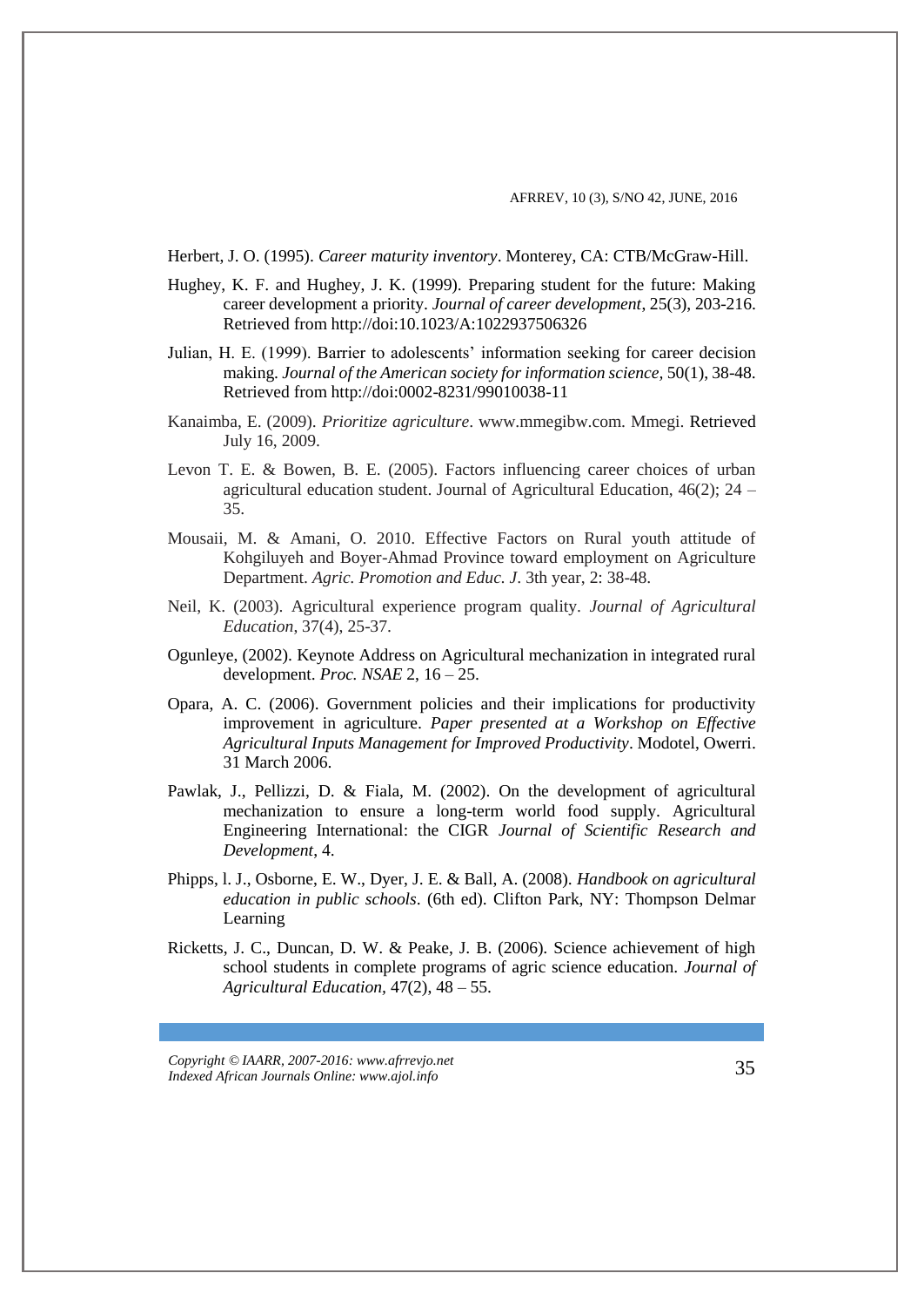Herbert, J. O. (1995). *Career maturity inventory*. Monterey, CA: CTB/McGraw-Hill.

Hughey, K. F. and Hughey, J. K. (1999). Preparing student for the future: Making career development a priority. *Journal of career development*, 25(3), 203-216. Retrieved from http://doi:10.1023/A:1022937506326

Julian, H. E. (1999). Barrier to adolescents' information seeking for career decision making. *Journal of the American society for information science*, 50(1), 38-48. Retrieved from http://doi:0002-8231/99010038-11

Kanaimba, E. (2009). *Prioritize agriculture*. www.mmegibw.com. Mmegi. Retrieved July 16, 2009.

Levon T. E. & Bowen, B. E. (2005). Factors influencing career choices of urban agricultural education student. Journal of Agricultural Education, 46(2); 24 – 35.

Mousaii, M. & Amani, O. 2010. Effective Factors on Rural youth attitude of Kohgiluyeh and Boyer-Ahmad Province toward employment on Agriculture Department. *Agric. Promotion and Educ. J*. 3th year, 2: 38-48.

Neil, K. (2003). Agricultural experience program quality. *Journal of Agricultural Education*, 37(4), 25-37.

Ogunleye, (2002). Keynote Address on Agricultural mechanization in integrated rural development. *Proc. NSAE* 2, 16 – 25.

Opara, A. C. (2006). Government policies and their implications for productivity improvement in agriculture. *Paper presented at a Workshop on Effective Agricultural Inputs Management for Improved Productivity*. Modotel, Owerri. 31 March 2006.

Pawlak, J., Pellizzi, D. & Fiala, M. (2002). On the development of agricultural mechanization to ensure a long-term world food supply. Agricultural Engineering International: the CIGR *Journal of Scientific Research and Development*, 4.

Phipps, l. J., Osborne, E. W., Dyer, J. E. & Ball, A. (2008). *Handbook on agricultural education in public schools*. (6th ed). Clifton Park, NY: Thompson Delmar Learning

Ricketts, J. C., Duncan, D. W. & Peake, J. B. (2006). Science achievement of high school students in complete programs of agric science education. *Journal of Agricultural Education*, 47(2), 48 – 55.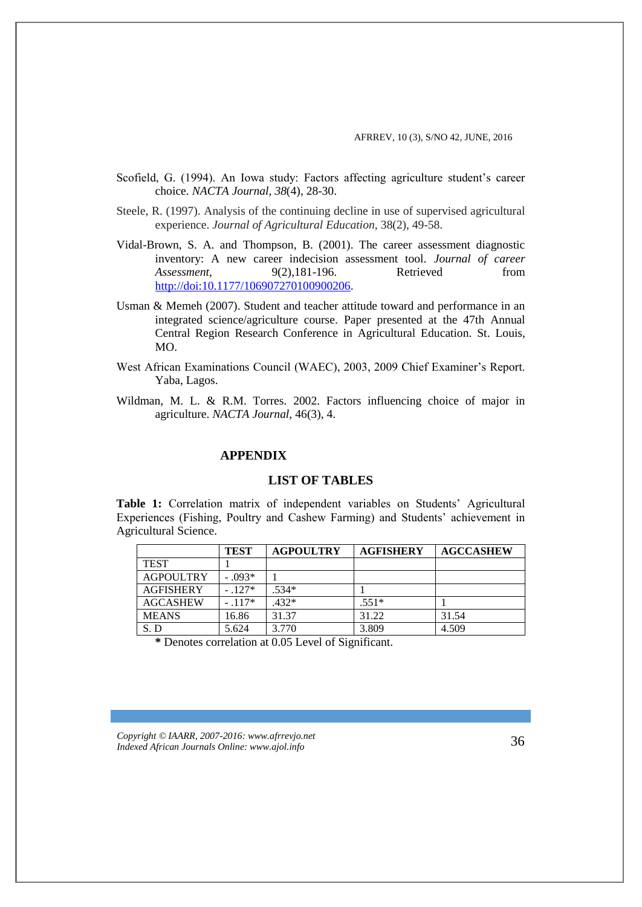Scofield, G. (1994). An Iowa study: Factors affecting agriculture student's career choice. *NACTA Journal, 38*(4), 28-30.

Steele, R. (1997). Analysis of the continuing decline in use of supervised agricultural experience. *Journal of Agricultural Education*, 38(2), 49-58.

Vidal-Brown, S. A. and Thompson, B. (2001). The career assessment diagnostic inventory: A new career indecision assessment tool. *Journal of career Assessment,* 9(2),181-196. Retrieved from http://doi:10.1177/106907270100900206.

Usman & Memeh (2007). Student and teacher attitude toward and performance in an integrated science/agriculture course. Paper presented at the 47th Annual Central Region Research Conference in Agricultural Education. St. Louis, MO.

West African Examinations Council (WAEC), 2003, 2009 Chief Examiner's Report. Yaba, Lagos.

Wildman, M. L. & R.M. Torres. 2002. Factors influencing choice of major in agriculture. *NACTA Journal*, 46(3), 4.

## APPENDIX

### LIST OF TABLES

**Table 1:** Correlation matrix of independent variables on Students' Agricultural Experiences (Fishing, Poultry and Cashew Farming) and Students' achievement in Agricultural Science.

| | TEST | AGPOULTRY | AGFISHERY | AGCCASHEW |
|---|---|---|---|---|
| TEST | 1 | | | |
| AGPOULTRY | - .093* | 1 | | |
| AGFISHERY | - .127* | .534* | 1 | |
| AGCASHEW | - .117* | .432* | .551* | 1 |
| MEANS | 16.86 | 31.37 | 31.22 | 31.54 |
| S. D | 5.624 | 3.770 | 3.809 | 4.509 |

**\*** Denotes correlation at 0.05 Level of Significant.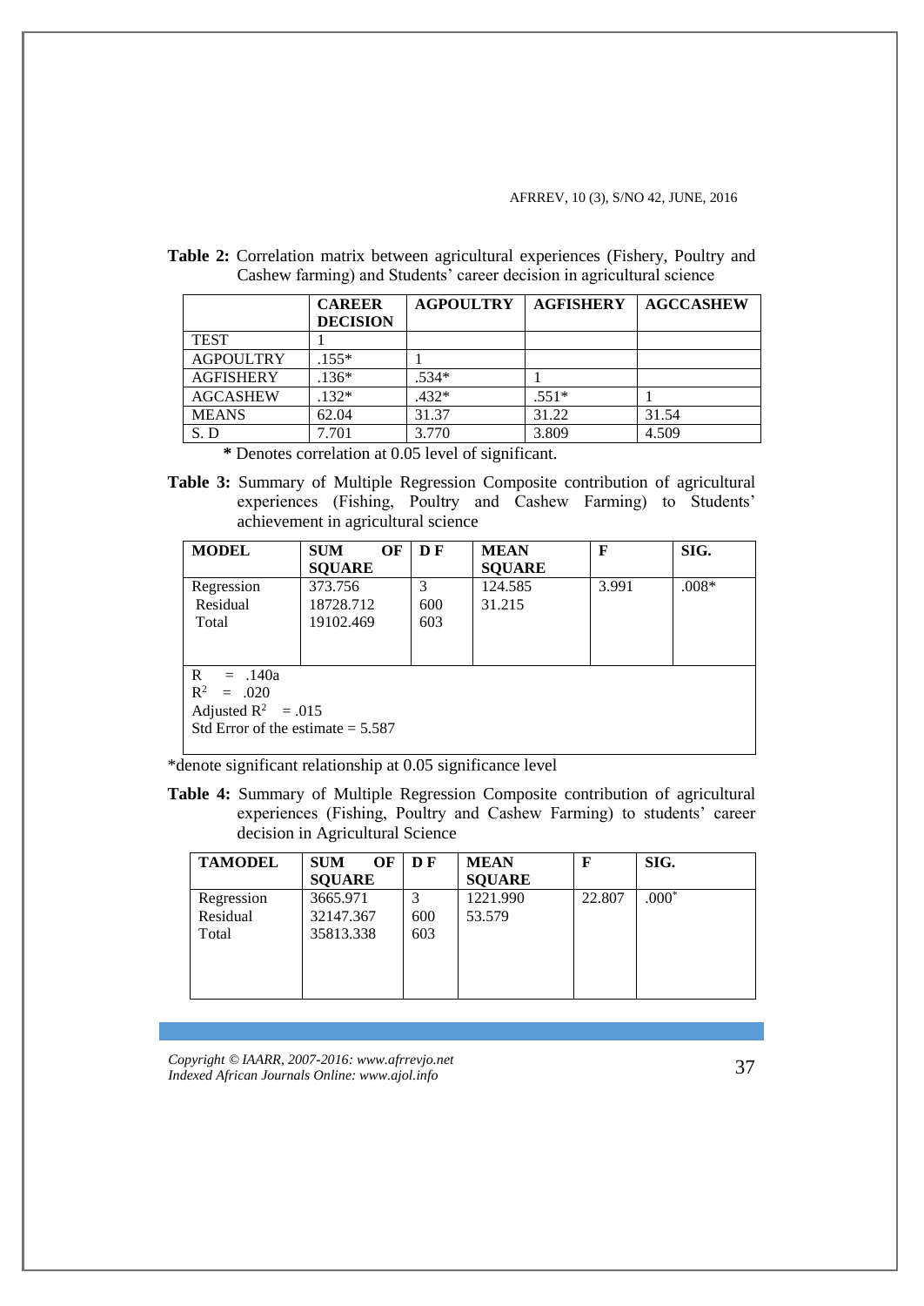**Table 2:** Correlation matrix between agricultural experiences (Fishery, Poultry and Cashew farming) and Students' career decision in agricultural science

| | CAREER DECISION | AGPOULTRY | AGFISHERY | AGCCASHEW |
|---|---|---|---|---|
| TEST | 1 | | | |
| AGPOULTRY | .155* | 1 | | |
| AGFISHERY | .136* | .534* | 1 | |
| AGCASHEW | .132* | .432* | .551* | 1 |
| MEANS | 62.04 | 31.37 | 31.22 | 31.54 |
| S. D | 7.701 | 3.770 | 3.809 | 4.509 |

**\*** Denotes correlation at 0.05 level of significant.

**Table 3:** Summary of Multiple Regression Composite contribution of agricultural experiences (Fishing, Poultry and Cashew Farming) to Students' achievement in agricultural science

| MODEL | SUM OF SQUARE | D F | MEAN SQUARE | F | SIG. |
|---|---|---|---|---|---|
| Regression | 373.756 | 3 | 124.585 | 3.991 | .008* |
| Residual | 18728.712 | 600 | 31.215 | | |
| Total | 19102.469 | 603 | | | |
| R = .140a<br>$R^2$ = .020<br>Adjusted $R^2$ = .015<br>Std Error of the estimate = 5.587 | | | | | |

*denote significant relationship at 0.05 significance level

**Table 4:** Summary of Multiple Regression Composite contribution of agricultural experiences (Fishing, Poultry and Cashew Farming) to students' career decision in Agricultural Science

| TAMODEL | SUM OF SQUARE | D F | MEAN SQUARE | F | SIG. |
|---|---|---|---|---|---|
| Regression | 3665.971 | 3 | 1221.990 | 22.807 | .000* |
| Residual | 32147.367 | 600 | 53.579 | | |
| Total | 35813.338 | 603 | | | |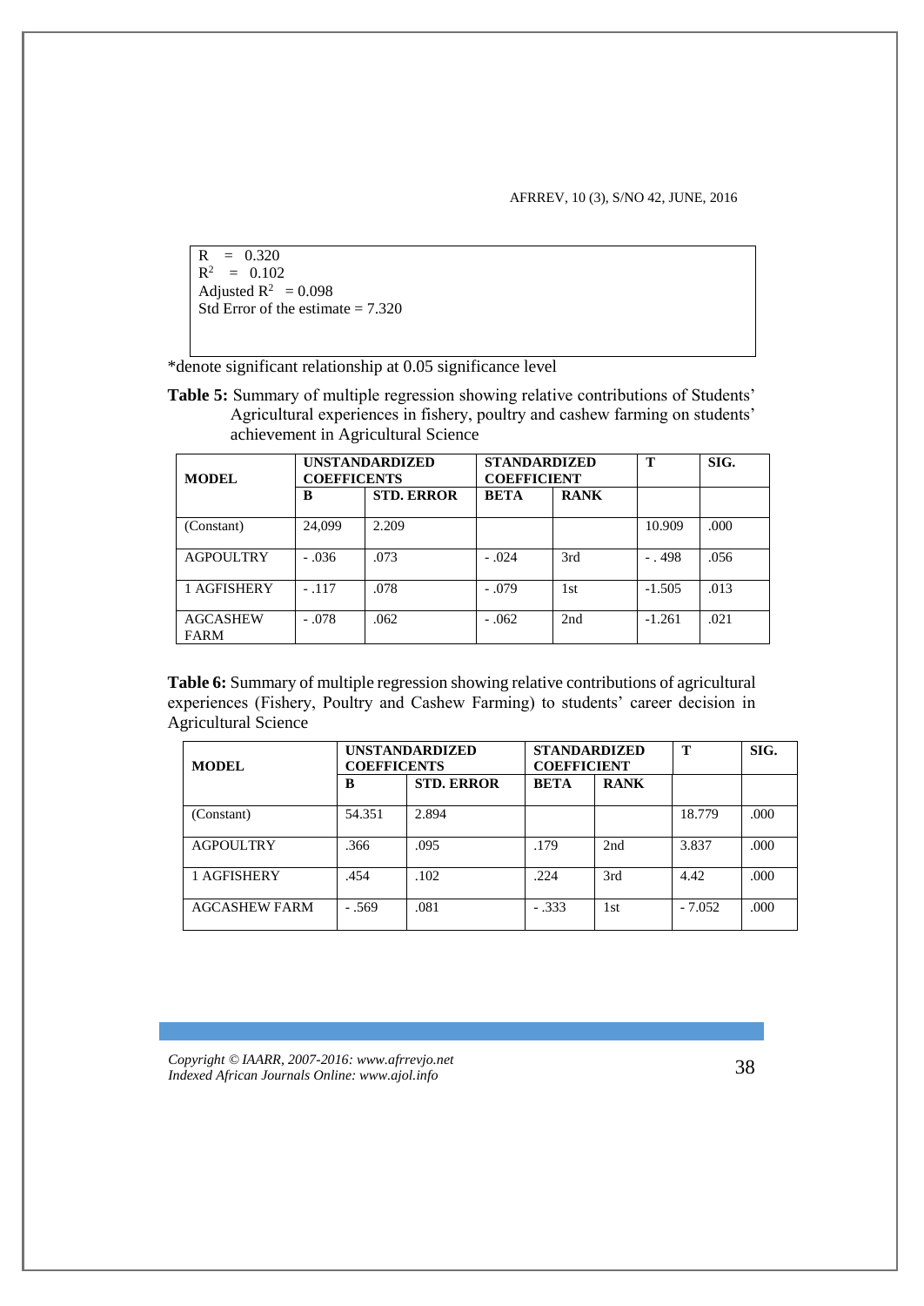R = 0.320
$R^2$ = 0.102
Adjusted $R^2$ = 0.098
Std Error of the estimate = 7.320

*denote significant relationship at 0.05 significance level

**Table 5:** Summary of multiple regression showing relative contributions of Students' Agricultural experiences in fishery, poultry and cashew farming on students' achievement in Agricultural Science

| MODEL | UNSTANDARDIZED COEFFICENTS | | STANDARDIZED COEFFICIENT | | T | SIG. |
|---|---|---|---|---|---|---|
| | B | STD. ERROR | BETA | RANK | | |
| (Constant) | 24,099 | 2.209 | | | 10.909 | .000 |
| AGPOULTRY | - .036 | .073 | - .024 | 3rd | - . 498 | .056 |
| 1 AGFISHERY | - .117 | .078 | - .079 | 1st | -1.505 | .013 |
| AGCASHEW FARM | - .078 | .062 | - .062 | 2nd | -1.261 | .021 |

**Table 6:** Summary of multiple regression showing relative contributions of agricultural experiences (Fishery, Poultry and Cashew Farming) to students' career decision in Agricultural Science

| MODEL | UNSTANDARDIZED COEFFICENTS | | STANDARDIZED COEFFICIENT | | T | SIG. |
|---|---|---|---|---|---|---|
| | B | STD. ERROR | BETA | RANK | | |
| (Constant) | 54.351 | 2.894 | | | 18.779 | .000 |
| AGPOULTRY | .366 | .095 | .179 | 2nd | 3.837 | .000 |
| 1 AGFISHERY | .454 | .102 | .224 | 3rd | 4.42 | .000 |
| AGCASHEW FARM | - .569 | .081 | - .333 | 1st | - 7.052 | .000 |